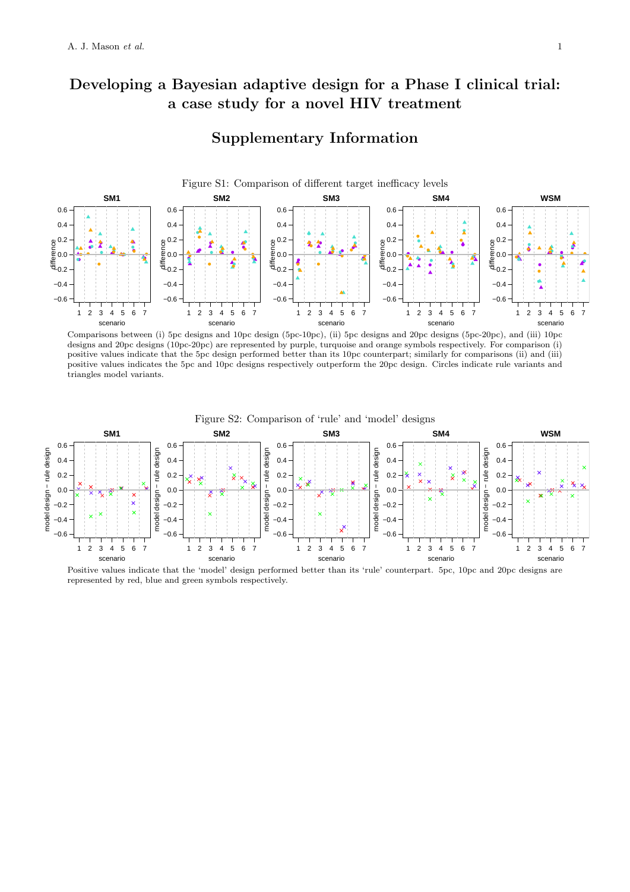# Developing a Bayesian adaptive design for a Phase I clinical trial: a case study for a novel HIV treatment

## Supplementary Information

Figure S1: Comparison of different target inefficacy levels

Comparisons between (i) 5pc designs and 10pc design (5pc-10pc), (ii) 5pc designs and 20pc designs (5pc-20pc), and (iii) 10pc designs and 20pc designs (10pc-20pc) are represented by purple, turquoise and orange symbols respectively. For comparison (i) positive values indicate that the 5pc design performed better than its 10pc counterpart; similarly for comparisons (ii) and (iii) positive values indicates the 5pc and 10pc designs respectively outperform the 20pc design. Circles indicate rule variants and triangles model variants.

Figure S2: Comparison of 'rule' and 'model' designs

Positive values indicate that the 'model' design performed better than its 'rule' counterpart. 5pc, 10pc and 20pc designs are represented by red, blue and green symbols respectively.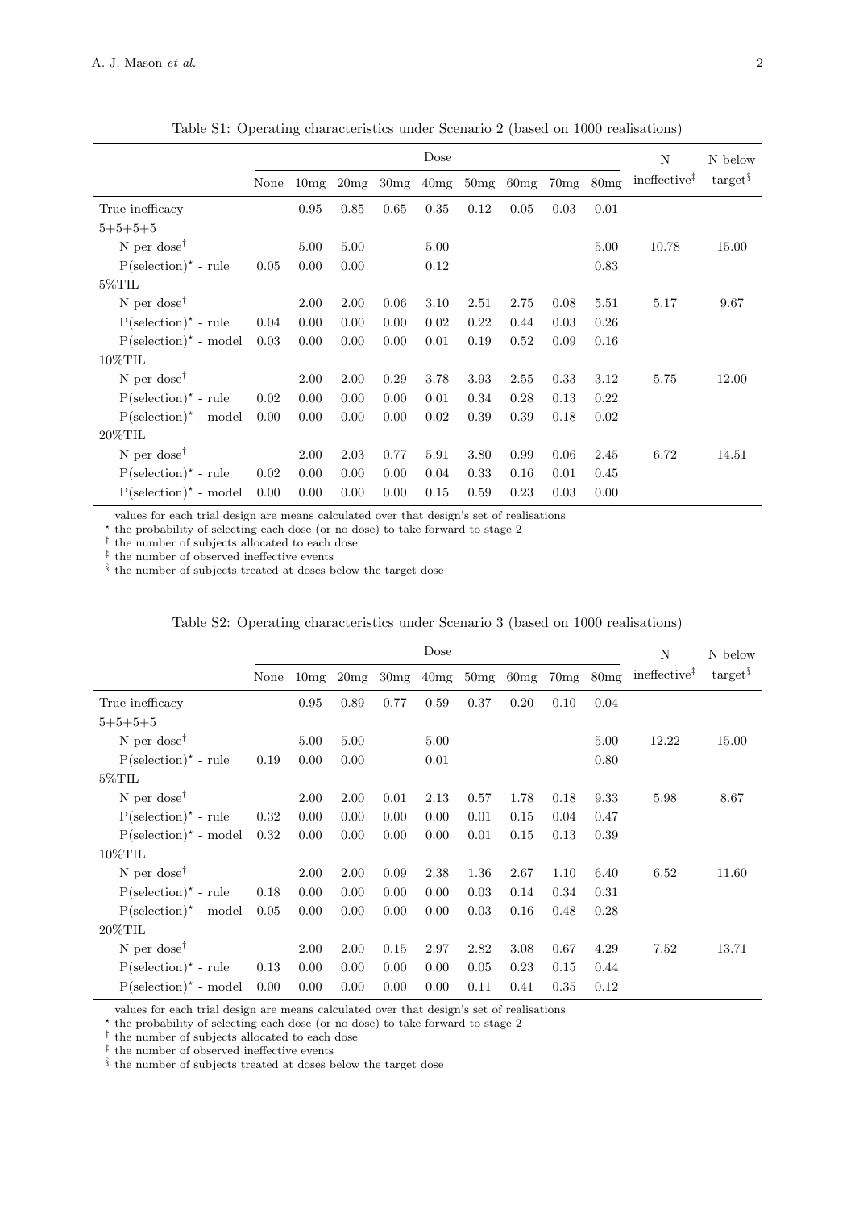Table S1: Operating characteristics under Scenario 2 (based on 1000 realisations)

| | Dose | | | | | | | | | N | N below |
|---|---|---|---|---|---|---|---|---|---|---|---|
| | None | 10mg | 20mg | 30mg | 40mg | 50mg | 60mg | 70mg | 80mg | ineffective‡ | target§ |
| True inefficacy | | 0.95 | 0.85 | 0.65 | 0.35 | 0.12 | 0.05 | 0.03 | 0.01 | | |
| 5+5+5+5 | | | | | | | | | | | |
| N per dose† | | 5.00 | 5.00 | | 5.00 | | | | 5.00 | 10.78 | 15.00 |
| P(selection)* - rule | 0.05 | 0.00 | 0.00 | | 0.12 | | | | 0.83 | | |
| 5%TIL | | | | | | | | | | | |
| N per dose† | | 2.00 | 2.00 | 0.06 | 3.10 | 2.51 | 2.75 | 0.08 | 5.51 | 5.17 | 9.67 |
| P(selection)* - rule | 0.04 | 0.00 | 0.00 | 0.00 | 0.02 | 0.22 | 0.44 | 0.03 | 0.26 | | |
| P(selection)* - model | 0.03 | 0.00 | 0.00 | 0.00 | 0.01 | 0.19 | 0.52 | 0.09 | 0.16 | | |
| 10%TIL | | | | | | | | | | | |
| N per dose† | | 2.00 | 2.00 | 0.29 | 3.78 | 3.93 | 2.55 | 0.33 | 3.12 | 5.75 | 12.00 |
| P(selection)* - rule | 0.02 | 0.00 | 0.00 | 0.00 | 0.01 | 0.34 | 0.28 | 0.13 | 0.22 | | |
| P(selection)* - model | 0.00 | 0.00 | 0.00 | 0.00 | 0.02 | 0.39 | 0.39 | 0.18 | 0.02 | | |
| 20%TIL | | | | | | | | | | | |
| N per dose† | | 2.00 | 2.03 | 0.77 | 5.91 | 3.80 | 0.99 | 0.06 | 2.45 | 6.72 | 14.51 |
| P(selection)* - rule | 0.02 | 0.00 | 0.00 | 0.00 | 0.04 | 0.33 | 0.16 | 0.01 | 0.45 | | |
| P(selection)* - model | 0.00 | 0.00 | 0.00 | 0.00 | 0.15 | 0.59 | 0.23 | 0.03 | 0.00 | | |

values for each trial design are means calculated over that design's set of realisations
* the probability of selecting each dose (or no dose) to take forward to stage 2
† the number of subjects allocated to each dose
‡ the number of observed ineffective events
§ the number of subjects treated at doses below the target dose

Table S2: Operating characteristics under Scenario 3 (based on 1000 realisations)

| | Dose | | | | | | | | | N | N below |
|---|---|---|---|---|---|---|---|---|---|---|---|
| | None | 10mg | 20mg | 30mg | 40mg | 50mg | 60mg | 70mg | 80mg | ineffective‡ | target§ |
| True inefficacy | | 0.95 | 0.89 | 0.77 | 0.59 | 0.37 | 0.20 | 0.10 | 0.04 | | |
| 5+5+5+5 | | | | | | | | | | | |
| N per dose† | | 5.00 | 5.00 | | 5.00 | | | | 5.00 | 12.22 | 15.00 |
| P(selection)* - rule | 0.19 | 0.00 | 0.00 | | 0.01 | | | | 0.80 | | |
| 5%TIL | | | | | | | | | | | |
| N per dose† | | 2.00 | 2.00 | 0.01 | 2.13 | 0.57 | 1.78 | 0.18 | 9.33 | 5.98 | 8.67 |
| P(selection)* - rule | 0.32 | 0.00 | 0.00 | 0.00 | 0.00 | 0.01 | 0.15 | 0.04 | 0.47 | | |
| P(selection)* - model | 0.32 | 0.00 | 0.00 | 0.00 | 0.00 | 0.01 | 0.15 | 0.13 | 0.39 | | |
| 10%TIL | | | | | | | | | | | |
| N per dose† | | 2.00 | 2.00 | 0.09 | 2.38 | 1.36 | 2.67 | 1.10 | 6.40 | 6.52 | 11.60 |
| P(selection)* - rule | 0.18 | 0.00 | 0.00 | 0.00 | 0.00 | 0.03 | 0.14 | 0.34 | 0.31 | | |
| P(selection)* - model | 0.05 | 0.00 | 0.00 | 0.00 | 0.00 | 0.03 | 0.16 | 0.48 | 0.28 | | |
| 20%TIL | | | | | | | | | | | |
| N per dose† | | 2.00 | 2.00 | 0.15 | 2.97 | 2.82 | 3.08 | 0.67 | 4.29 | 7.52 | 13.71 |
| P(selection)* - rule | 0.13 | 0.00 | 0.00 | 0.00 | 0.00 | 0.05 | 0.23 | 0.15 | 0.44 | | |
| P(selection)* - model | 0.00 | 0.00 | 0.00 | 0.00 | 0.00 | 0.11 | 0.41 | 0.35 | 0.12 | | |

values for each trial design are means calculated over that design's set of realisations
* the probability of selecting each dose (or no dose) to take forward to stage 2
† the number of subjects allocated to each dose
‡ the number of observed ineffective events
§ the number of subjects treated at doses below the target dose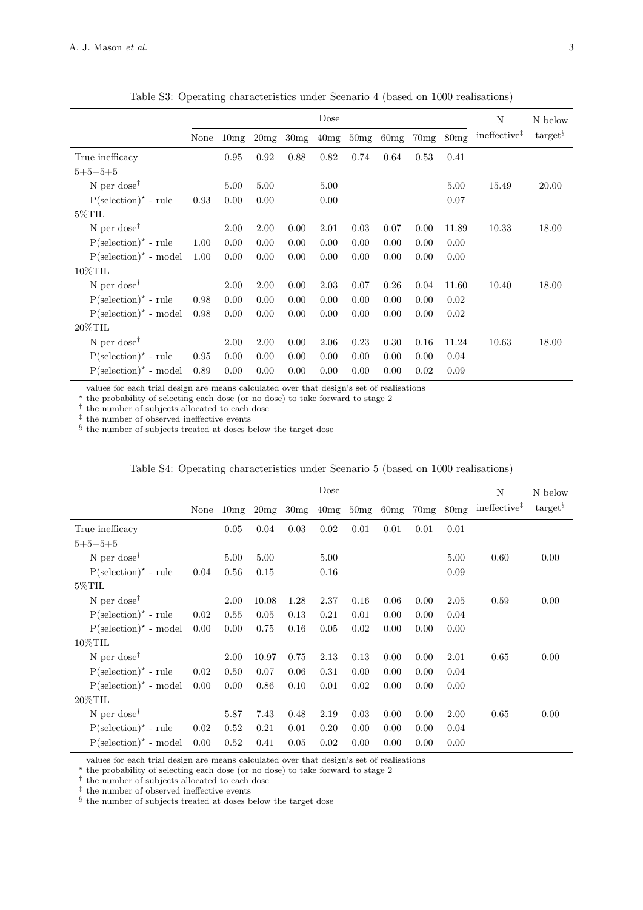Table S3: Operating characteristics under Scenario 4 (based on 1000 realisations)

| | Dose | | | | | | | | | N | N below |
|---|---|---|---|---|---|---|---|---|---|---|---|
| | None | 10mg | 20mg | 30mg | 40mg | 50mg | 60mg | 70mg | 80mg | ineffective‡ | target§ |
| True inefficacy | | 0.95 | 0.92 | 0.88 | 0.82 | 0.74 | 0.64 | 0.53 | 0.41 | | |
| 5+5+5+5 | | | | | | | | | | | |
| N per dose† | | 5.00 | 5.00 | | 5.00 | | | | 5.00 | 15.49 | 20.00 |
| P(selection)* - rule | 0.93 | 0.00 | 0.00 | | 0.00 | | | | 0.07 | | |
| 5%TIL | | | | | | | | | | | |
| N per dose† | | 2.00 | 2.00 | 0.00 | 2.01 | 0.03 | 0.07 | 0.00 | 11.89 | 10.33 | 18.00 |
| P(selection)* - rule | 1.00 | 0.00 | 0.00 | 0.00 | 0.00 | 0.00 | 0.00 | 0.00 | 0.00 | | |
| P(selection)* - model | 1.00 | 0.00 | 0.00 | 0.00 | 0.00 | 0.00 | 0.00 | 0.00 | 0.00 | | |
| 10%TIL | | | | | | | | | | | |
| N per dose† | | 2.00 | 2.00 | 0.00 | 2.03 | 0.07 | 0.26 | 0.04 | 11.60 | 10.40 | 18.00 |
| P(selection)* - rule | 0.98 | 0.00 | 0.00 | 0.00 | 0.00 | 0.00 | 0.00 | 0.00 | 0.02 | | |
| P(selection)* - model | 0.98 | 0.00 | 0.00 | 0.00 | 0.00 | 0.00 | 0.00 | 0.00 | 0.02 | | |
| 20%TIL | | | | | | | | | | | |
| N per dose† | | 2.00 | 2.00 | 0.00 | 2.06 | 0.23 | 0.30 | 0.16 | 11.24 | 10.63 | 18.00 |
| P(selection)* - rule | 0.95 | 0.00 | 0.00 | 0.00 | 0.00 | 0.00 | 0.00 | 0.00 | 0.04 | | |
| P(selection)* - model | 0.89 | 0.00 | 0.00 | 0.00 | 0.00 | 0.00 | 0.00 | 0.02 | 0.09 | | |

values for each trial design are means calculated over that design's set of realisations
* the probability of selecting each dose (or no dose) to take forward to stage 2
† the number of subjects allocated to each dose
‡ the number of observed ineffective events
§ the number of subjects treated at doses below the target dose

Table S4: Operating characteristics under Scenario 5 (based on 1000 realisations)

| | Dose | | | | | | | | | N | N below |
|---|---|---|---|---|---|---|---|---|---|---|---|
| | None | 10mg | 20mg | 30mg | 40mg | 50mg | 60mg | 70mg | 80mg | ineffective‡ | target§ |
| True inefficacy | | 0.05 | 0.04 | 0.03 | 0.02 | 0.01 | 0.01 | 0.01 | 0.01 | | |
| 5+5+5+5 | | | | | | | | | | | |
| N per dose† | | 5.00 | 5.00 | | 5.00 | | | | 5.00 | 0.60 | 0.00 |
| P(selection)* - rule | 0.04 | 0.56 | 0.15 | | 0.16 | | | | 0.09 | | |
| 5%TIL | | | | | | | | | | | |
| N per dose† | | 2.00 | 10.08 | 1.28 | 2.37 | 0.16 | 0.06 | 0.00 | 2.05 | 0.59 | 0.00 |
| P(selection)* - rule | 0.02 | 0.55 | 0.05 | 0.13 | 0.21 | 0.01 | 0.00 | 0.00 | 0.04 | | |
| P(selection)* - model | 0.00 | 0.00 | 0.75 | 0.16 | 0.05 | 0.02 | 0.00 | 0.00 | 0.00 | | |
| 10%TIL | | | | | | | | | | | |
| N per dose† | | 2.00 | 10.97 | 0.75 | 2.13 | 0.13 | 0.00 | 0.00 | 2.01 | 0.65 | 0.00 |
| P(selection)* - rule | 0.02 | 0.50 | 0.07 | 0.06 | 0.31 | 0.00 | 0.00 | 0.00 | 0.04 | | |
| P(selection)* - model | 0.00 | 0.00 | 0.86 | 0.10 | 0.01 | 0.02 | 0.00 | 0.00 | 0.00 | | |
| 20%TIL | | | | | | | | | | | |
| N per dose† | | 5.87 | 7.43 | 0.48 | 2.19 | 0.03 | 0.00 | 0.00 | 2.00 | 0.65 | 0.00 |
| P(selection)* - rule | 0.02 | 0.52 | 0.21 | 0.01 | 0.20 | 0.00 | 0.00 | 0.00 | 0.04 | | |
| P(selection)* - model | 0.00 | 0.52 | 0.41 | 0.05 | 0.02 | 0.00 | 0.00 | 0.00 | 0.00 | | |

values for each trial design are means calculated over that design's set of realisations
* the probability of selecting each dose (or no dose) to take forward to stage 2
† the number of subjects allocated to each dose
‡ the number of observed ineffective events
§ the number of subjects treated at doses below the target dose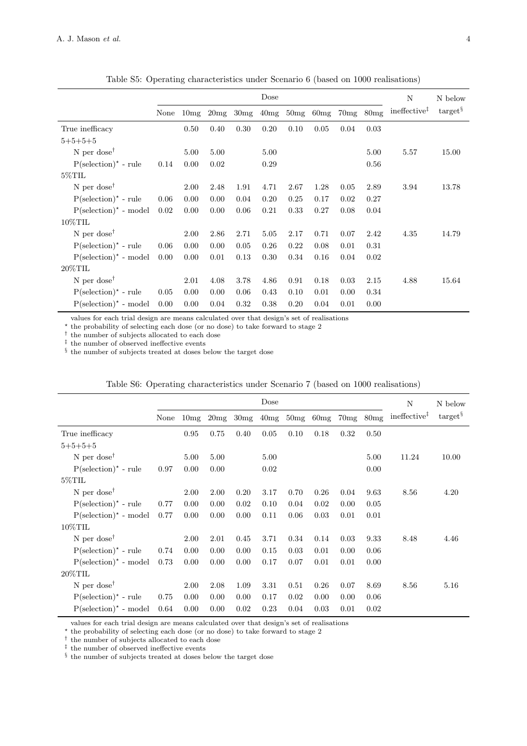Table S5: Operating characteristics under Scenario 6 (based on 1000 realisations)

| | Dose | | | | | | | | | N | N below |
|---|---|---|---|---|---|---|---|---|---|---|---|
| | None | 10mg | 20mg | 30mg | 40mg | 50mg | 60mg | 70mg | 80mg | ineffective‡ | target§ |
| True inefficacy | | 0.50 | 0.40 | 0.30 | 0.20 | 0.10 | 0.05 | 0.04 | 0.03 | | |
| 5+5+5+5 | | | | | | | | | | | |
| N per dose† | | 5.00 | 5.00 | | 5.00 | | | | 5.00 | 5.57 | 15.00 |
| P(selection)⋆ - rule | 0.14 | 0.00 | 0.02 | | 0.29 | | | | 0.56 | | |
| 5%TIL | | | | | | | | | | | |
| N per dose† | | 2.00 | 2.48 | 1.91 | 4.71 | 2.67 | 1.28 | 0.05 | 2.89 | 3.94 | 13.78 |
| P(selection)⋆ - rule | 0.06 | 0.00 | 0.00 | 0.04 | 0.20 | 0.25 | 0.17 | 0.02 | 0.27 | | |
| P(selection)⋆ - model | 0.02 | 0.00 | 0.00 | 0.06 | 0.21 | 0.33 | 0.27 | 0.08 | 0.04 | | |
| 10%TIL | | | | | | | | | | | |
| N per dose† | | 2.00 | 2.86 | 2.71 | 5.05 | 2.17 | 0.71 | 0.07 | 2.42 | 4.35 | 14.79 |
| P(selection)⋆ - rule | 0.06 | 0.00 | 0.00 | 0.05 | 0.26 | 0.22 | 0.08 | 0.01 | 0.31 | | |
| P(selection)⋆ - model | 0.00 | 0.00 | 0.01 | 0.13 | 0.30 | 0.34 | 0.16 | 0.04 | 0.02 | | |
| 20%TIL | | | | | | | | | | | |
| N per dose† | | 2.01 | 4.08 | 3.78 | 4.86 | 0.91 | 0.18 | 0.03 | 2.15 | 4.88 | 15.64 |
| P(selection)⋆ - rule | 0.05 | 0.00 | 0.00 | 0.06 | 0.43 | 0.10 | 0.01 | 0.00 | 0.34 | | |
| P(selection)⋆ - model | 0.00 | 0.00 | 0.04 | 0.32 | 0.38 | 0.20 | 0.04 | 0.01 | 0.00 | | |

values for each trial design are means calculated over that design's set of realisations
⋆ the probability of selecting each dose (or no dose) to take forward to stage 2
† the number of subjects allocated to each dose
‡ the number of observed ineffective events
§ the number of subjects treated at doses below the target dose

Table S6: Operating characteristics under Scenario 7 (based on 1000 realisations)

| | Dose | | | | | | | | | N | N below |
|---|---|---|---|---|---|---|---|---|---|---|---|
| | None | 10mg | 20mg | 30mg | 40mg | 50mg | 60mg | 70mg | 80mg | ineffective‡ | target§ |
| True inefficacy | | 0.95 | 0.75 | 0.40 | 0.05 | 0.10 | 0.18 | 0.32 | 0.50 | | |
| 5+5+5+5 | | | | | | | | | | | |
| N per dose† | | 5.00 | 5.00 | | 5.00 | | | | 5.00 | 11.24 | 10.00 |
| P(selection)⋆ - rule | 0.97 | 0.00 | 0.00 | | 0.02 | | | | 0.00 | | |
| 5%TIL | | | | | | | | | | | |
| N per dose† | | 2.00 | 2.00 | 0.20 | 3.17 | 0.70 | 0.26 | 0.04 | 9.63 | 8.56 | 4.20 |
| P(selection)⋆ - rule | 0.77 | 0.00 | 0.00 | 0.02 | 0.10 | 0.04 | 0.02 | 0.00 | 0.05 | | |
| P(selection)⋆ - model | 0.77 | 0.00 | 0.00 | 0.00 | 0.11 | 0.06 | 0.03 | 0.01 | 0.01 | | |
| 10%TIL | | | | | | | | | | | |
| N per dose† | | 2.00 | 2.01 | 0.45 | 3.71 | 0.34 | 0.14 | 0.03 | 9.33 | 8.48 | 4.46 |
| P(selection)⋆ - rule | 0.74 | 0.00 | 0.00 | 0.00 | 0.15 | 0.03 | 0.01 | 0.00 | 0.06 | | |
| P(selection)⋆ - model | 0.73 | 0.00 | 0.00 | 0.00 | 0.17 | 0.07 | 0.01 | 0.01 | 0.00 | | |
| 20%TIL | | | | | | | | | | | |
| N per dose† | | 2.00 | 2.08 | 1.09 | 3.31 | 0.51 | 0.26 | 0.07 | 8.69 | 8.56 | 5.16 |
| P(selection)⋆ - rule | 0.75 | 0.00 | 0.00 | 0.00 | 0.17 | 0.02 | 0.00 | 0.00 | 0.06 | | |
| P(selection)⋆ - model | 0.64 | 0.00 | 0.00 | 0.02 | 0.23 | 0.04 | 0.03 | 0.01 | 0.02 | | |

values for each trial design are means calculated over that design's set of realisations
⋆ the probability of selecting each dose (or no dose) to take forward to stage 2
† the number of subjects allocated to each dose
‡ the number of observed ineffective events
§ the number of subjects treated at doses below the target dose